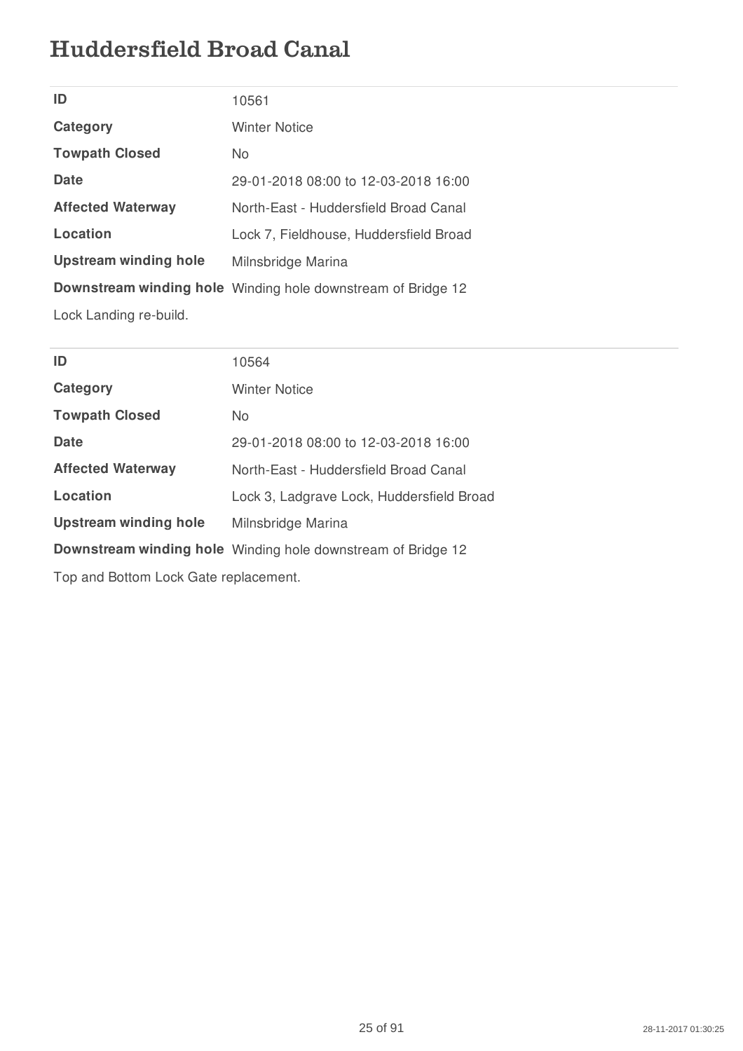# Huddersfield Broad Canal

| | |
|---|---|
| **ID** | 10561 |
| **Category** | Winter Notice |
| **Towpath Closed** | No |
| **Date** | 29-01-2018 08:00 to 12-03-2018 16:00 |
| **Affected Waterway** | North-East - Huddersfield Broad Canal |
| **Location** | Lock 7, Fieldhouse, Huddersfield Broad |
| **Upstream winding hole** | Milnsbridge Marina |
| **Downstream winding hole** | Winding hole downstream of Bridge 12 |

Lock Landing re-build.

| | |
|---|---|
| **ID** | 10564 |
| **Category** | Winter Notice |
| **Towpath Closed** | No |
| **Date** | 29-01-2018 08:00 to 12-03-2018 16:00 |
| **Affected Waterway** | North-East - Huddersfield Broad Canal |
| **Location** | Lock 3, Ladgrave Lock, Huddersfield Broad |
| **Upstream winding hole** | Milnsbridge Marina |
| **Downstream winding hole** | Winding hole downstream of Bridge 12 |

Top and Bottom Lock Gate replacement.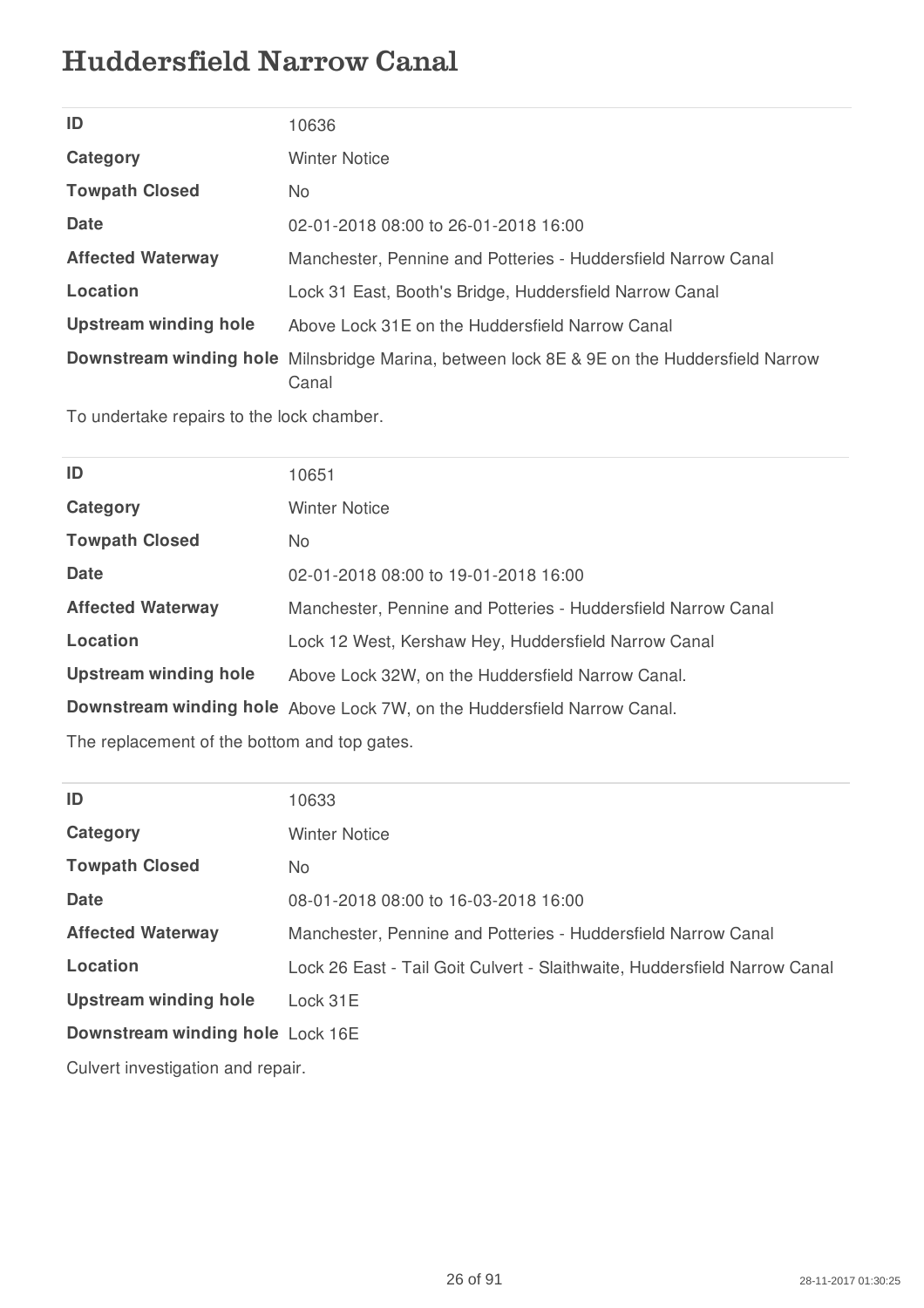# Huddersfield Narrow Canal

| | |
|---|---|
| **ID** | 10636 |
| **Category** | Winter Notice |
| **Towpath Closed** | No |
| **Date** | 02-01-2018 08:00 to 26-01-2018 16:00 |
| **Affected Waterway** | Manchester, Pennine and Potteries - Huddersfield Narrow Canal |
| **Location** | Lock 31 East, Booth's Bridge, Huddersfield Narrow Canal |
| **Upstream winding hole** | Above Lock 31E on the Huddersfield Narrow Canal |
| **Downstream winding hole** | Milnsbridge Marina, between lock 8E & 9E on the Huddersfield Narrow Canal |

To undertake repairs to the lock chamber.

| | |
|---|---|
| **ID** | 10651 |
| **Category** | Winter Notice |
| **Towpath Closed** | No |
| **Date** | 02-01-2018 08:00 to 19-01-2018 16:00 |
| **Affected Waterway** | Manchester, Pennine and Potteries - Huddersfield Narrow Canal |
| **Location** | Lock 12 West, Kershaw Hey, Huddersfield Narrow Canal |
| **Upstream winding hole** | Above Lock 32W, on the Huddersfield Narrow Canal. |
| **Downstream winding hole** | Above Lock 7W, on the Huddersfield Narrow Canal. |

The replacement of the bottom and top gates.

| | |
|---|---|
| **ID** | 10633 |
| **Category** | Winter Notice |
| **Towpath Closed** | No |
| **Date** | 08-01-2018 08:00 to 16-03-2018 16:00 |
| **Affected Waterway** | Manchester, Pennine and Potteries - Huddersfield Narrow Canal |
| **Location** | Lock 26 East - Tail Goit Culvert - Slaithwaite, Huddersfield Narrow Canal |
| **Upstream winding hole** | Lock 31E |
| **Downstream winding hole** | Lock 16E |

Culvert investigation and repair.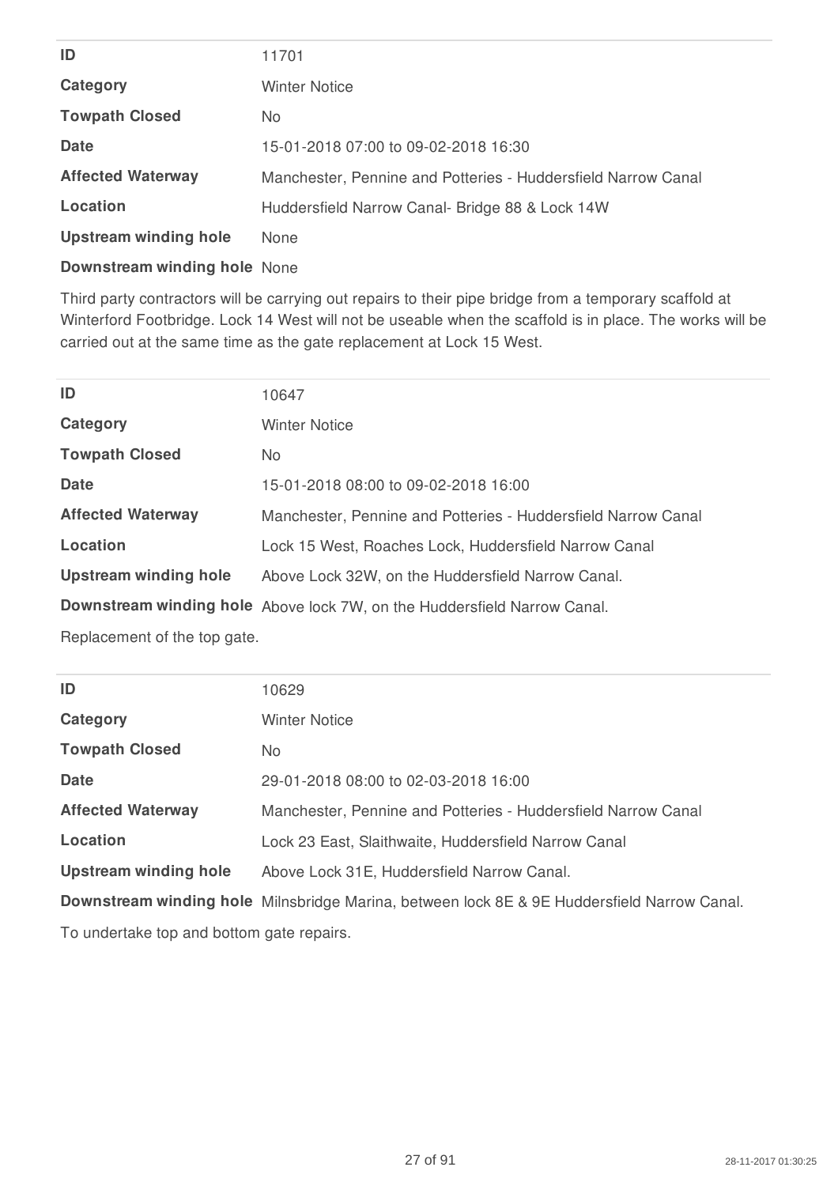| | |
|---|---|
| **ID** | 11701 |
| **Category** | Winter Notice |
| **Towpath Closed** | No |
| **Date** | 15-01-2018 07:00 to 09-02-2018 16:30 |
| **Affected Waterway** | Manchester, Pennine and Potteries - Huddersfield Narrow Canal |
| **Location** | Huddersfield Narrow Canal- Bridge 88 & Lock 14W |
| **Upstream winding hole** | None |
| **Downstream winding hole** | None |

Third party contractors will be carrying out repairs to their pipe bridge from a temporary scaffold at Winterford Footbridge. Lock 14 West will not be useable when the scaffold is in place. The works will be carried out at the same time as the gate replacement at Lock 15 West.

| | |
|---|---|
| **ID** | 10647 |
| **Category** | Winter Notice |
| **Towpath Closed** | No |
| **Date** | 15-01-2018 08:00 to 09-02-2018 16:00 |
| **Affected Waterway** | Manchester, Pennine and Potteries - Huddersfield Narrow Canal |
| **Location** | Lock 15 West, Roaches Lock, Huddersfield Narrow Canal |
| **Upstream winding hole** | Above Lock 32W, on the Huddersfield Narrow Canal. |
| **Downstream winding hole** | Above lock 7W, on the Huddersfield Narrow Canal. |

Replacement of the top gate.

| | |
|---|---|
| **ID** | 10629 |
| **Category** | Winter Notice |
| **Towpath Closed** | No |
| **Date** | 29-01-2018 08:00 to 02-03-2018 16:00 |
| **Affected Waterway** | Manchester, Pennine and Potteries - Huddersfield Narrow Canal |
| **Location** | Lock 23 East, Slaithwaite, Huddersfield Narrow Canal |
| **Upstream winding hole** | Above Lock 31E, Huddersfield Narrow Canal. |
| **Downstream winding hole** | Milnsbridge Marina, between lock 8E & 9E Huddersfield Narrow Canal. |

To undertake top and bottom gate repairs.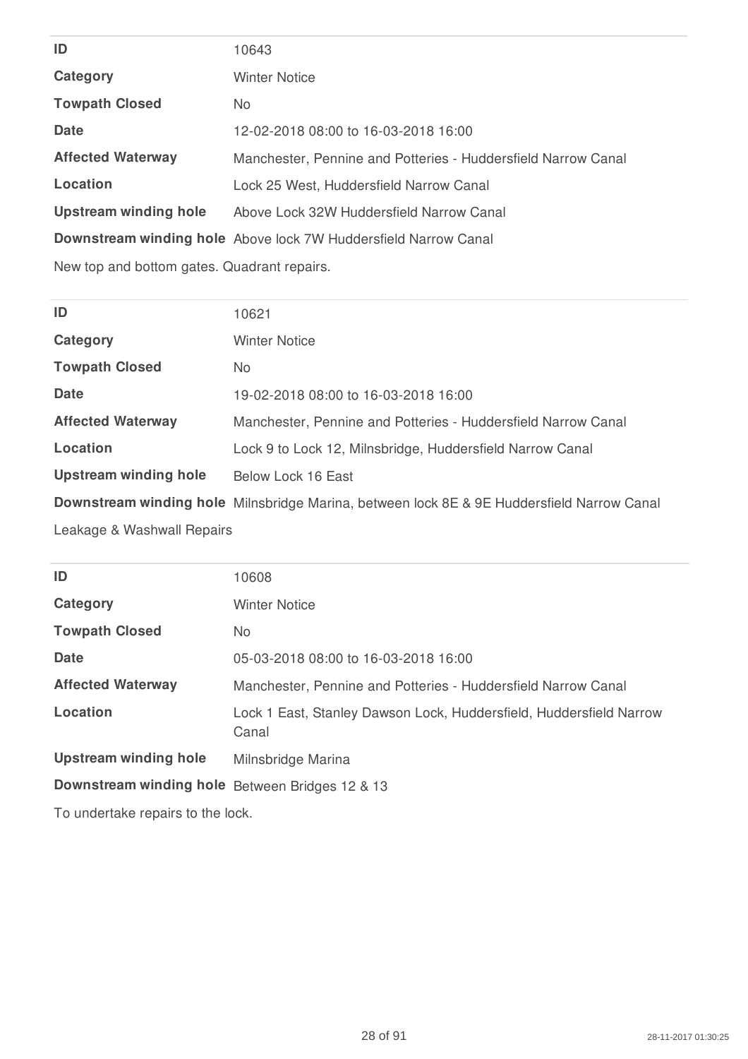| | |
|---|---|
| **ID** | 10643 |
| **Category** | Winter Notice |
| **Towpath Closed** | No |
| **Date** | 12-02-2018 08:00 to 16-03-2018 16:00 |
| **Affected Waterway** | Manchester, Pennine and Potteries - Huddersfield Narrow Canal |
| **Location** | Lock 25 West, Huddersfield Narrow Canal |
| **Upstream winding hole** | Above Lock 32W Huddersfield Narrow Canal |
| **Downstream winding hole** | Above lock 7W Huddersfield Narrow Canal |

New top and bottom gates. Quadrant repairs.

| | |
|---|---|
| **ID** | 10621 |
| **Category** | Winter Notice |
| **Towpath Closed** | No |
| **Date** | 19-02-2018 08:00 to 16-03-2018 16:00 |
| **Affected Waterway** | Manchester, Pennine and Potteries - Huddersfield Narrow Canal |
| **Location** | Lock 9 to Lock 12, Milnsbridge, Huddersfield Narrow Canal |
| **Upstream winding hole** | Below Lock 16 East |
| **Downstream winding hole** | Milnsbridge Marina, between lock 8E & 9E Huddersfield Narrow Canal |

Leakage & Washwall Repairs

| | |
|---|---|
| **ID** | 10608 |
| **Category** | Winter Notice |
| **Towpath Closed** | No |
| **Date** | 05-03-2018 08:00 to 16-03-2018 16:00 |
| **Affected Waterway** | Manchester, Pennine and Potteries - Huddersfield Narrow Canal |
| **Location** | Lock 1 East, Stanley Dawson Lock, Huddersfield, Huddersfield Narrow Canal |
| **Upstream winding hole** | Milnsbridge Marina |
| **Downstream winding hole** | Between Bridges 12 & 13 |

To undertake repairs to the lock.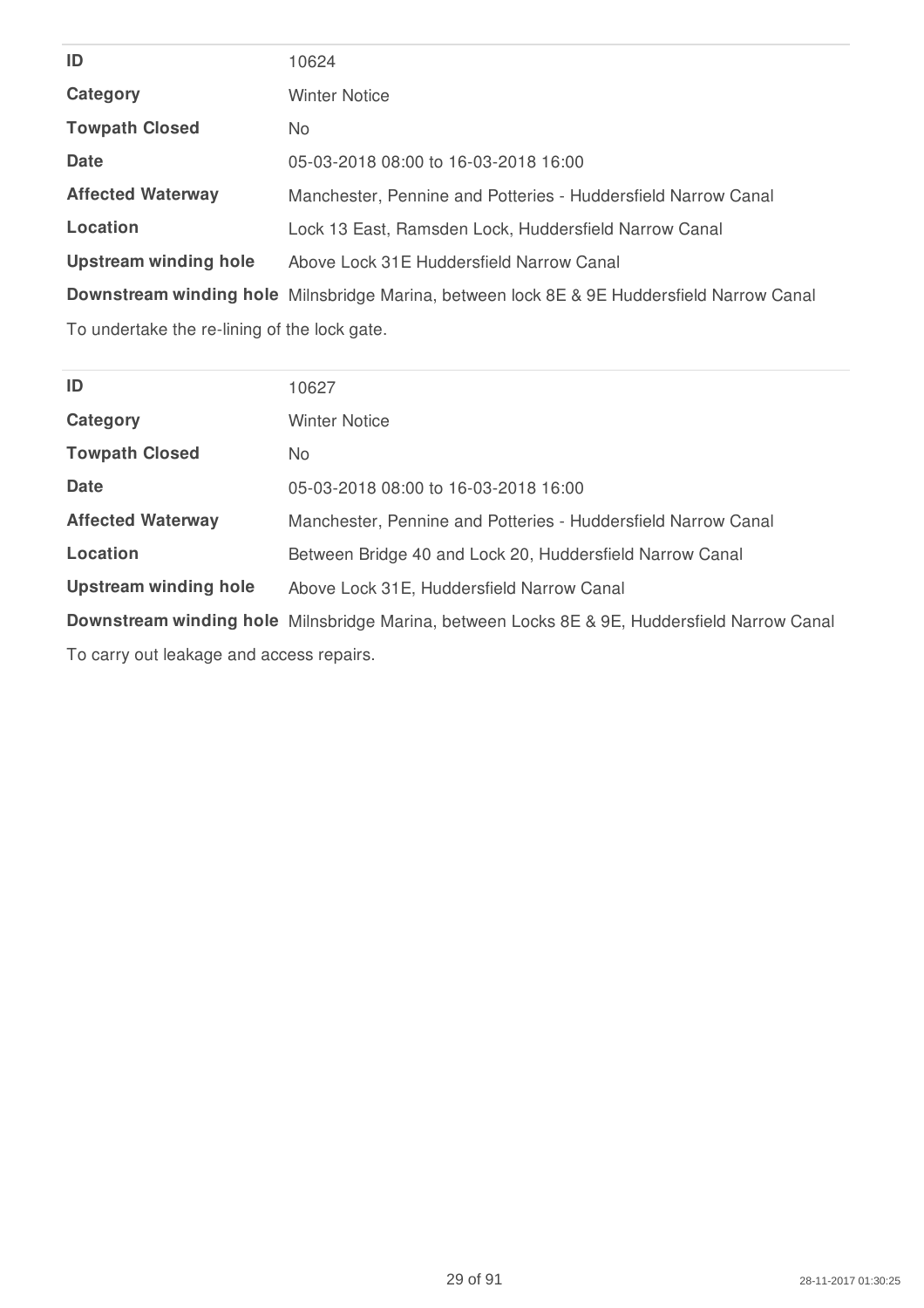| | |
|---|---|
| **ID** | 10624 |
| **Category** | Winter Notice |
| **Towpath Closed** | No |
| **Date** | 05-03-2018 08:00 to 16-03-2018 16:00 |
| **Affected Waterway** | Manchester, Pennine and Potteries - Huddersfield Narrow Canal |
| **Location** | Lock 13 East, Ramsden Lock, Huddersfield Narrow Canal |
| **Upstream winding hole** | Above Lock 31E Huddersfield Narrow Canal |
| **Downstream winding hole** | Milnsbridge Marina, between lock 8E & 9E Huddersfield Narrow Canal |

To undertake the re-lining of the lock gate.

| | |
|---|---|
| **ID** | 10627 |
| **Category** | Winter Notice |
| **Towpath Closed** | No |
| **Date** | 05-03-2018 08:00 to 16-03-2018 16:00 |
| **Affected Waterway** | Manchester, Pennine and Potteries - Huddersfield Narrow Canal |
| **Location** | Between Bridge 40 and Lock 20, Huddersfield Narrow Canal |
| **Upstream winding hole** | Above Lock 31E, Huddersfield Narrow Canal |
| **Downstream winding hole** | Milnsbridge Marina, between Locks 8E & 9E, Huddersfield Narrow Canal |

To carry out leakage and access repairs.